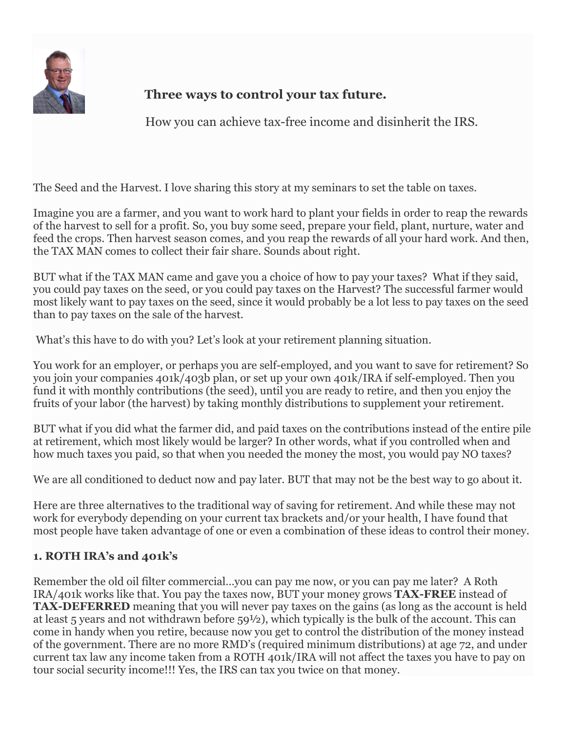**Three ways to control your tax future.**

How you can achieve tax-free income and disinherit the IRS.

The Seed and the Harvest. I love sharing this story at my seminars to set the table on taxes.

Imagine you are a farmer, and you want to work hard to plant your fields in order to reap the rewards of the harvest to sell for a profit. So, you buy some seed, prepare your field, plant, nurture, water and feed the crops. Then harvest season comes, and you reap the rewards of all your hard work. And then, the TAX MAN comes to collect their fair share. Sounds about right.

BUT what if the TAX MAN came and gave you a choice of how to pay your taxes? What if they said, you could pay taxes on the seed, or you could pay taxes on the Harvest? The successful farmer would most likely want to pay taxes on the seed, since it would probably be a lot less to pay taxes on the seed than to pay taxes on the sale of the harvest.

What's this have to do with you? Let's look at your retirement planning situation.

You work for an employer, or perhaps you are self-employed, and you want to save for retirement? So you join your companies 401k/403b plan, or set up your own 401k/IRA if self-employed. Then you fund it with monthly contributions (the seed), until you are ready to retire, and then you enjoy the fruits of your labor (the harvest) by taking monthly distributions to supplement your retirement.

BUT what if you did what the farmer did, and paid taxes on the contributions instead of the entire pile at retirement, which most likely would be larger? In other words, what if you controlled when and how much taxes you paid, so that when you needed the money the most, you would pay NO taxes?

We are all conditioned to deduct now and pay later. BUT that may not be the best way to go about it.

Here are three alternatives to the traditional way of saving for retirement. And while these may not work for everybody depending on your current tax brackets and/or your health, I have found that most people have taken advantage of one or even a combination of these ideas to control their money.

### 1. ROTH IRA's and 401k's

Remember the old oil filter commercial…you can pay me now, or you can pay me later? A Roth IRA/401k works like that. You pay the taxes now, BUT your money grows **TAX-FREE** instead of **TAX-DEFERRED** meaning that you will never pay taxes on the gains (as long as the account is held at least 5 years and not withdrawn before 59½), which typically is the bulk of the account. This can come in handy when you retire, because now you get to control the distribution of the money instead of the government. There are no more RMD's (required minimum distributions) at age 72, and under current tax law any income taken from a ROTH 401k/IRA will not affect the taxes you have to pay on tour social security income!!! Yes, the IRS can tax you twice on that money.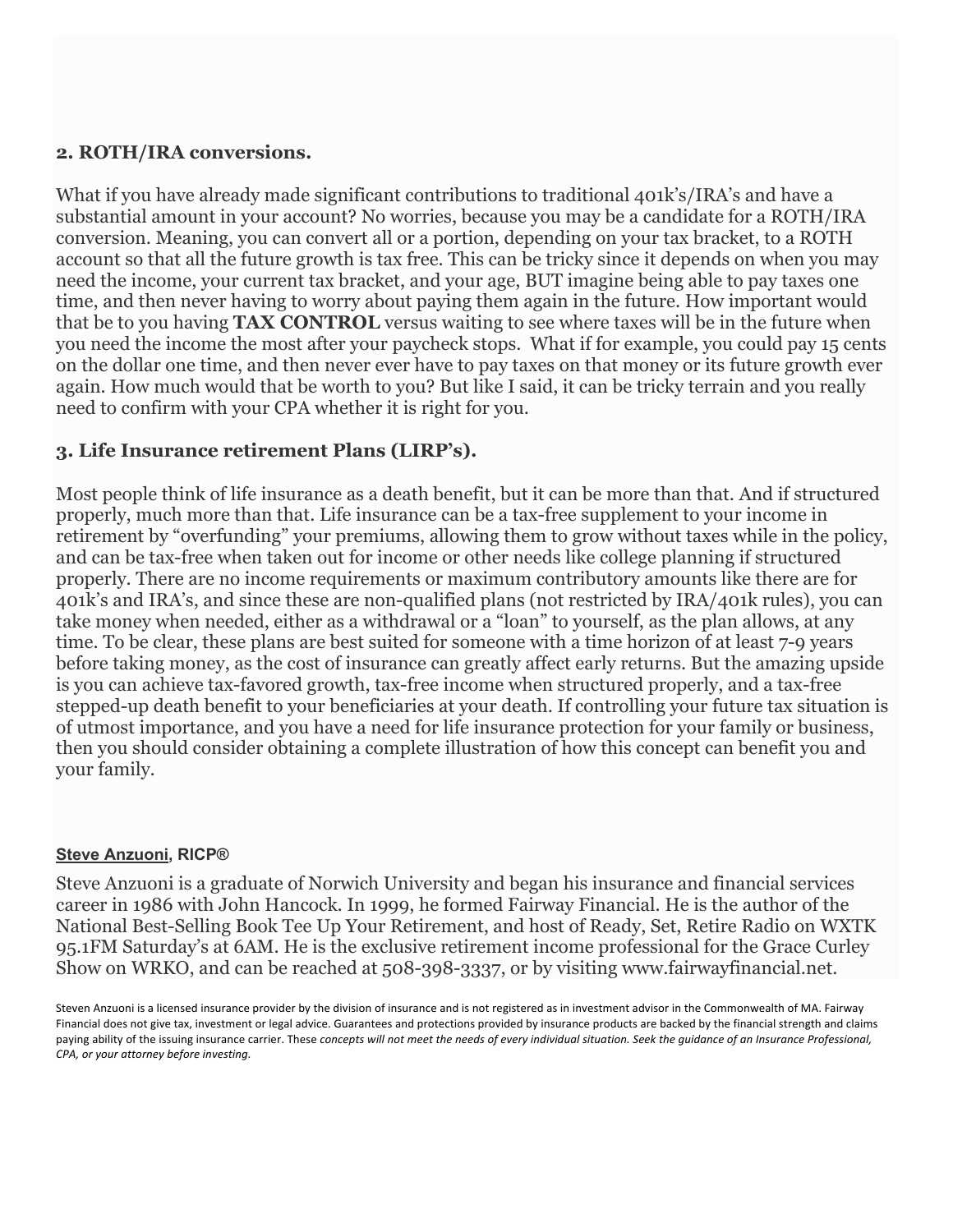## 2. ROTH/IRA conversions.

What if you have already made significant contributions to traditional 401k's/IRA's and have a substantial amount in your account? No worries, because you may be a candidate for a ROTH/IRA conversion. Meaning, you can convert all or a portion, depending on your tax bracket, to a ROTH account so that all the future growth is tax free. This can be tricky since it depends on when you may need the income, your current tax bracket, and your age, BUT imagine being able to pay taxes one time, and then never having to worry about paying them again in the future. How important would that be to you having **TAX CONTROL** versus waiting to see where taxes will be in the future when you need the income the most after your paycheck stops. What if for example, you could pay 15 cents on the dollar one time, and then never ever have to pay taxes on that money or its future growth ever again. How much would that be worth to you? But like I said, it can be tricky terrain and you really need to confirm with your CPA whether it is right for you.

## 3. Life Insurance retirement Plans (LIRP's).

Most people think of life insurance as a death benefit, but it can be more than that. And if structured properly, much more than that. Life insurance can be a tax-free supplement to your income in retirement by "overfunding" your premiums, allowing them to grow without taxes while in the policy, and can be tax-free when taken out for income or other needs like college planning if structured properly. There are no income requirements or maximum contributory amounts like there are for 401k's and IRA's, and since these are non-qualified plans (not restricted by IRA/401k rules), you can take money when needed, either as a withdrawal or a "loan" to yourself, as the plan allows, at any time. To be clear, these plans are best suited for someone with a time horizon of at least 7-9 years before taking money, as the cost of insurance can greatly affect early returns. But the amazing upside is you can achieve tax-favored growth, tax-free income when structured properly, and a tax-free stepped-up death benefit to your beneficiaries at your death. If controlling your future tax situation is of utmost importance, and you have a need for life insurance protection for your family or business, then you should consider obtaining a complete illustration of how this concept can benefit you and your family.

**Steve Anzuoni, RICP®**

Steve Anzuoni is a graduate of Norwich University and began his insurance and financial services career in 1986 with John Hancock. In 1999, he formed Fairway Financial. He is the author of the National Best-Selling Book Tee Up Your Retirement, and host of Ready, Set, Retire Radio on WXTK 95.1FM Saturday's at 6AM. He is the exclusive retirement income professional for the Grace Curley Show on WRKO, and can be reached at 508-398-3337, or by visiting www.fairwayfinancial.net.

Steven Anzuoni is a licensed insurance provider by the division of insurance and is not registered as in investment advisor in the Commonwealth of MA. Fairway Financial does not give tax, investment or legal advice. Guarantees and protections provided by insurance products are backed by the financial strength and claims paying ability of the issuing insurance carrier. These *concepts will not meet the needs of every individual situation. Seek the guidance of an Insurance Professional, CPA, or your attorney before investing.*